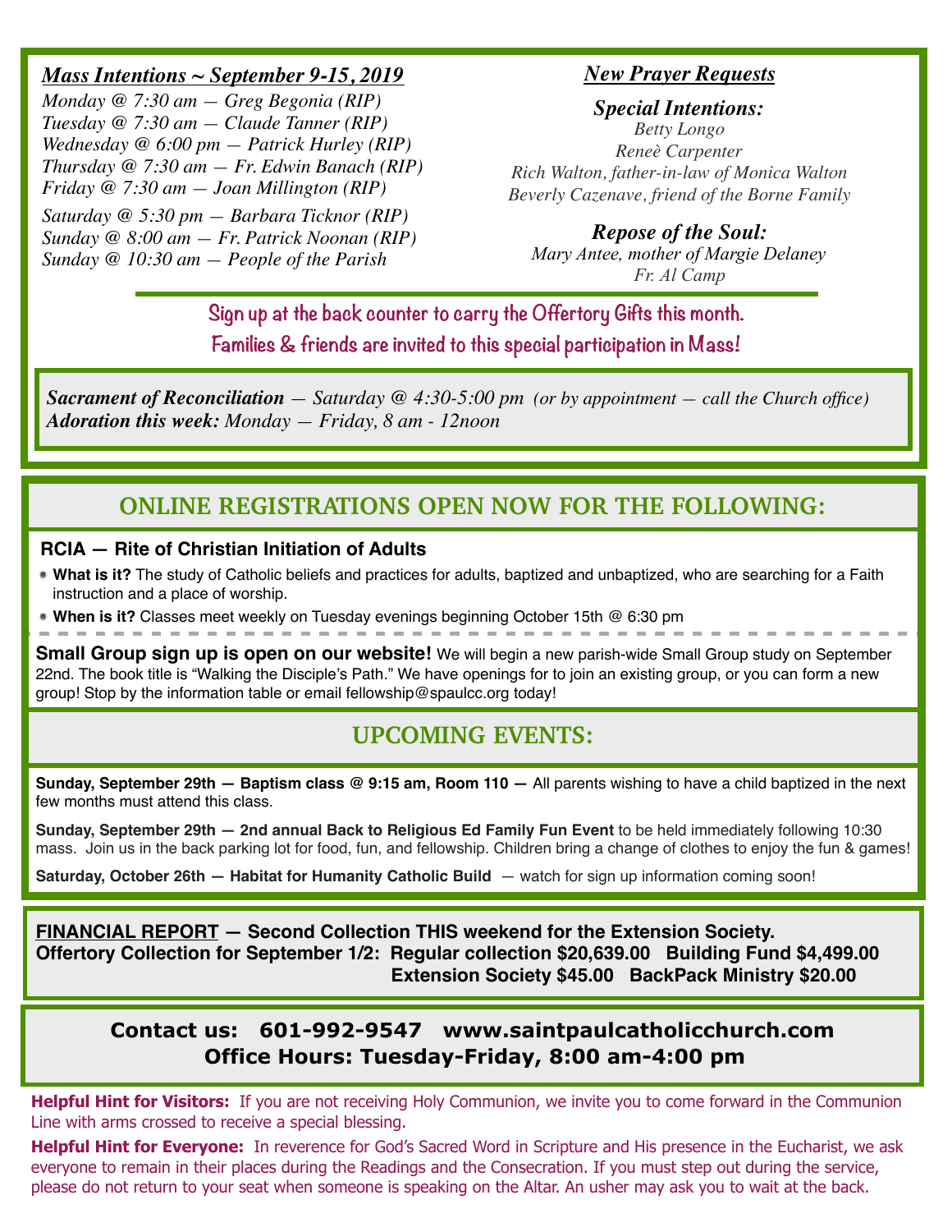## *Mass Intentions ~ September 9-15, 2019*

*Monday @ 7:30 am — Greg Begonia (RIP)*
*Tuesday @ 7:30 am — Claude Tanner (RIP)*
*Wednesday @ 6:00 pm — Patrick Hurley (RIP)*
*Thursday @ 7:30 am — Fr. Edwin Banach (RIP)*
*Friday @ 7:30 am — Joan Millington (RIP)*

*Saturday @ 5:30 pm — Barbara Ticknor (RIP)*
*Sunday @ 8:00 am — Fr. Patrick Noonan (RIP)*
*Sunday @ 10:30 am — People of the Parish*

## *New Prayer Requests*

### *Special Intentions:*

*Betty Longo*
*Reneè Carpenter*
*Rich Walton, father-in-law of Monica Walton*
*Beverly Cazenave, friend of the Borne Family*

### *Repose of the Soul:*

*Mary Antee, mother of Margie Delaney*
*Fr. Al Camp*

**Sign up at the back counter to carry the Offertory Gifts this month. Families & friends are invited to this special participation in Mass!**

***Sacrament of Reconciliation*** *— Saturday @ 4:30-5:00 pm (or by appointment — call the Church office)*
***Adoration this week:*** *Monday — Friday, 8 am - 12noon*

## ONLINE REGISTRATIONS OPEN NOW FOR THE FOLLOWING:

### RCIA — Rite of Christian Initiation of Adults

- **What is it?** The study of Catholic beliefs and practices for adults, baptized and unbaptized, who are searching for a Faith instruction and a place of worship.
- **When is it?** Classes meet weekly on Tuesday evenings beginning October 15th @ 6:30 pm

**Small Group sign up is open on our website!** We will begin a new parish-wide Small Group study on September 22nd. The book title is "Walking the Disciple's Path." We have openings for to join an existing group, or you can form a new group! Stop by the information table or email fellowship@spaulcc.org today!

## UPCOMING EVENTS:

**Sunday, September 29th — Baptism class @ 9:15 am, Room 110 —** All parents wishing to have a child baptized in the next few months must attend this class.

**Sunday, September 29th — 2nd annual Back to Religious Ed Family Fun Event** to be held immediately following 10:30 mass. Join us in the back parking lot for food, fun, and fellowship. Children bring a change of clothes to enjoy the fun & games!

**Saturday, October 26th — Habitat for Humanity Catholic Build** — watch for sign up information coming soon!

**FINANCIAL REPORT — Second Collection THIS weekend for the Extension Society.**
**Offertory Collection for September 1/2: Regular collection $20,639.00 Building Fund $4,499.00**
**Extension Society $45.00 BackPack Ministry $20.00**

**Contact us: 601-992-9547 www.saintpaulcatholicchurch.com**
**Office Hours: Tuesday-Friday, 8:00 am-4:00 pm**

**Helpful Hint for Visitors:** If you are not receiving Holy Communion, we invite you to come forward in the Communion Line with arms crossed to receive a special blessing.

**Helpful Hint for Everyone:** In reverence for God's Sacred Word in Scripture and His presence in the Eucharist, we ask everyone to remain in their places during the Readings and the Consecration. If you must step out during the service, please do not return to your seat when someone is speaking on the Altar. An usher may ask you to wait at the back.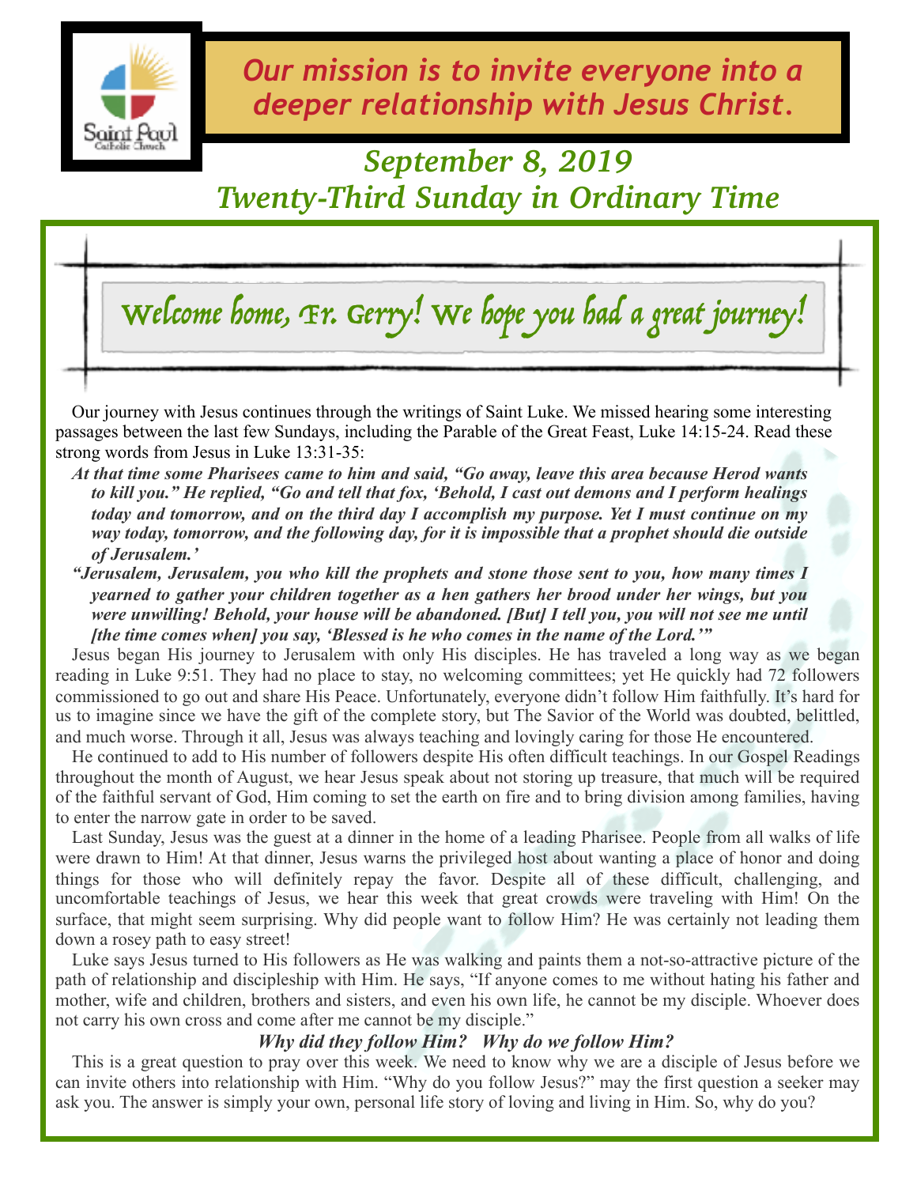*Our mission is to invite everyone into a deeper relationship with Jesus Christ.*

## *September 8, 2019*
## *Twenty-Third Sunday in Ordinary Time*

### Welcome home, Fr. Gerry! We hope you had a great journey!

Our journey with Jesus continues through the writings of Saint Luke. We missed hearing some interesting passages between the last few Sundays, including the Parable of the Great Feast, Luke 14:15-24. Read these strong words from Jesus in Luke 13:31-35:

***At that time some Pharisees came to him and said, "Go away, leave this area because Herod wants to kill you." He replied, "Go and tell that fox, 'Behold, I cast out demons and I perform healings today and tomorrow, and on the third day I accomplish my purpose. Yet I must continue on my way today, tomorrow, and the following day, for it is impossible that a prophet should die outside of Jerusalem.'***

***"Jerusalem, Jerusalem, you who kill the prophets and stone those sent to you, how many times I yearned to gather your children together as a hen gathers her brood under her wings, but you were unwilling! Behold, your house will be abandoned. [But] I tell you, you will not see me until [the time comes when] you say, 'Blessed is he who comes in the name of the Lord.'"***

Jesus began His journey to Jerusalem with only His disciples. He has traveled a long way as we began reading in Luke 9:51. They had no place to stay, no welcoming committees; yet He quickly had 72 followers commissioned to go out and share His Peace. Unfortunately, everyone didn't follow Him faithfully. It's hard for us to imagine since we have the gift of the complete story, but The Savior of the World was doubted, belittled, and much worse. Through it all, Jesus was always teaching and lovingly caring for those He encountered.

He continued to add to His number of followers despite His often difficult teachings. In our Gospel Readings throughout the month of August, we hear Jesus speak about not storing up treasure, that much will be required of the faithful servant of God, Him coming to set the earth on fire and to bring division among families, having to enter the narrow gate in order to be saved.

Last Sunday, Jesus was the guest at a dinner in the home of a leading Pharisee. People from all walks of life were drawn to Him! At that dinner, Jesus warns the privileged host about wanting a place of honor and doing things for those who will definitely repay the favor. Despite all of these difficult, challenging, and uncomfortable teachings of Jesus, we hear this week that great crowds were traveling with Him! On the surface, that might seem surprising. Why did people want to follow Him? He was certainly not leading them down a rosey path to easy street!

Luke says Jesus turned to His followers as He was walking and paints them a not-so-attractive picture of the path of relationship and discipleship with Him. He says, "If anyone comes to me without hating his father and mother, wife and children, brothers and sisters, and even his own life, he cannot be my disciple. Whoever does not carry his own cross and come after me cannot be my disciple."

***Why did they follow Him? Why do we follow Him?***

This is a great question to pray over this week. We need to know why we are a disciple of Jesus before we can invite others into relationship with Him. "Why do you follow Jesus?" may the first question a seeker may ask you. The answer is simply your own, personal life story of loving and living in Him. So, why do you?